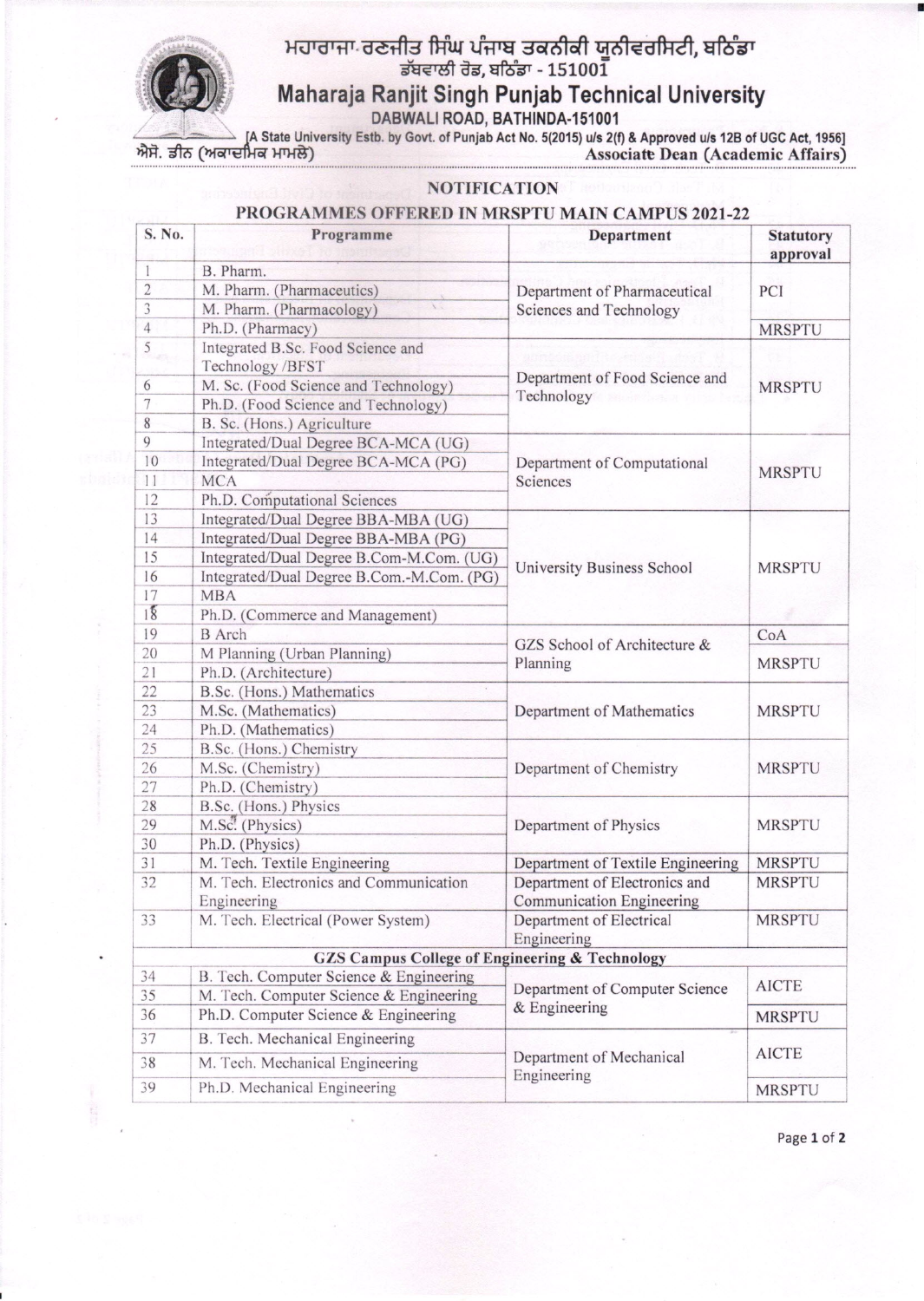ਮਹਾਰਾਜਾ ਰਣਜੀਤ ਸਿੰਘ ਪੰਜਾਬ ਤਕਨੀਕੀ ਯੂਨੀਵਰਸਿਟੀ, ਬਠਿੰਡਾ
ਡੱਬਵਾਲੀ ਰੋਡ, ਬਠਿੰਡਾ - 151001

# Maharaja Ranjit Singh Punjab Technical University

DABWALI ROAD, BATHINDA-151001

[A State University Estb. by Govt. of Punjab Act No. 5(2015) u/s 2(f) & Approved u/s 12B of UGC Act, 1956]

ਐਸੋ. ਡੀਨ (ਅਕਾਦਮਿਕ ਮਾਮਲੇ) | **Associate Dean (Academic Affairs)**

## NOTIFICATION

### PROGRAMMES OFFERED IN MRSPTU MAIN CAMPUS 2021-22

| S. No. | Programme | Department | Statutory approval |
|---|---|---|---|
| 1 | B. Pharm. | Department of Pharmaceutical Sciences and Technology | PCI |
| 2 | M. Pharm. (Pharmaceutics) | | |
| 3 | M. Pharm. (Pharmacology) | | |
| 4 | Ph.D. (Pharmacy) | | MRSPTU |
| 5 | Integrated B.Sc. Food Science and Technology /BFST | Department of Food Science and Technology | MRSPTU |
| 6 | M. Sc. (Food Science and Technology) | | |
| 7 | Ph.D. (Food Science and Technology) | | |
| 8 | B. Sc. (Hons.) Agriculture | | |
| 9 | Integrated/Dual Degree BCA-MCA (UG) | Department of Computational Sciences | MRSPTU |
| 10 | Integrated/Dual Degree BCA-MCA (PG) | | |
| 11 | MCA | | |
| 12 | Ph.D. Computational Sciences | | |
| 13 | Integrated/Dual Degree BBA-MBA (UG) | University Business School | MRSPTU |
| 14 | Integrated/Dual Degree BBA-MBA (PG) | | |
| 15 | Integrated/Dual Degree B.Com-M.Com. (UG) | | |
| 16 | Integrated/Dual Degree B.Com.-M.Com. (PG) | | |
| 17 | MBA | | |
| 18 | Ph.D. (Commerce and Management) | | |
| 19 | B Arch | GZS School of Architecture & Planning | CoA |
| 20 | M Planning (Urban Planning) | | MRSPTU |
| 21 | Ph.D. (Architecture) | | |
| 22 | B.Sc. (Hons.) Mathematics | Department of Mathematics | MRSPTU |
| 23 | M.Sc. (Mathematics) | | |
| 24 | Ph.D. (Mathematics) | | |
| 25 | B.Sc. (Hons.) Chemistry | Department of Chemistry | MRSPTU |
| 26 | M.Sc. (Chemistry) | | |
| 27 | Ph.D. (Chemistry) | | |
| 28 | B.Sc. (Hons.) Physics | Department of Physics | MRSPTU |
| 29 | M.Sc. (Physics) | | |
| 30 | Ph.D. (Physics) | | |
| 31 | M. Tech. Textile Engineering | Department of Textile Engineering | MRSPTU |
| 32 | M. Tech. Electronics and Communication Engineering | Department of Electronics and Communication Engineering | MRSPTU |
| 33 | M. Tech. Electrical (Power System) | Department of Electrical Engineering | MRSPTU |
| **GZS Campus College of Engineering & Technology** | | | |
| 34 | B. Tech. Computer Science & Engineering | Department of Computer Science & Engineering | AICTE |
| 35 | M. Tech. Computer Science & Engineering | | |
| 36 | Ph.D. Computer Science & Engineering | | MRSPTU |
| 37 | B. Tech. Mechanical Engineering | Department of Mechanical Engineering | AICTE |
| 38 | M. Tech. Mechanical Engineering | | |
| 39 | Ph.D. Mechanical Engineering | | MRSPTU |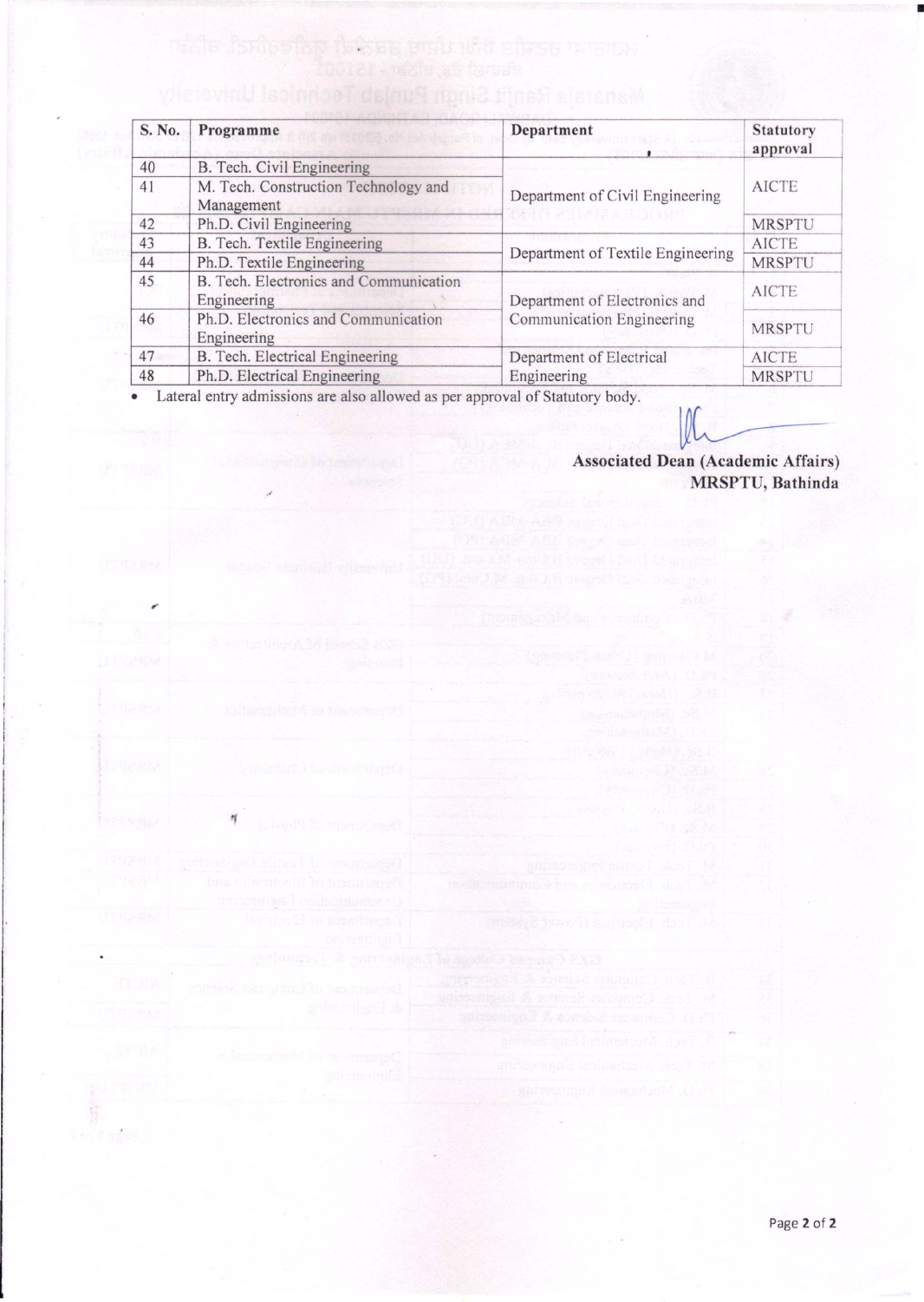| S. No. | Programme | Department | Statutory approval |
|---|---|---|---|
| 40 | B. Tech. Civil Engineering | Department of Civil Engineering | AICTE |
| 41 | M. Tech. Construction Technology and Management | | |
| 42 | Ph.D. Civil Engineering | | MRSPTU |
| 43 | B. Tech. Textile Engineering | Department of Textile Engineering | AICTE |
| 44 | Ph.D. Textile Engineering | | MRSPTU |
| 45 | B. Tech. Electronics and Communication Engineering | Department of Electronics and Communication Engineering | AICTE |
| 46 | Ph.D. Electronics and Communication Engineering | | MRSPTU |
| 47 | B. Tech. Electrical Engineering | Department of Electrical Engineering | AICTE |
| 48 | Ph.D. Electrical Engineering | | MRSPTU |

- Lateral entry admissions are also allowed as per approval of Statutory body.

**Associated Dean (Academic Affairs)**
**MRSPTU, Bathinda**